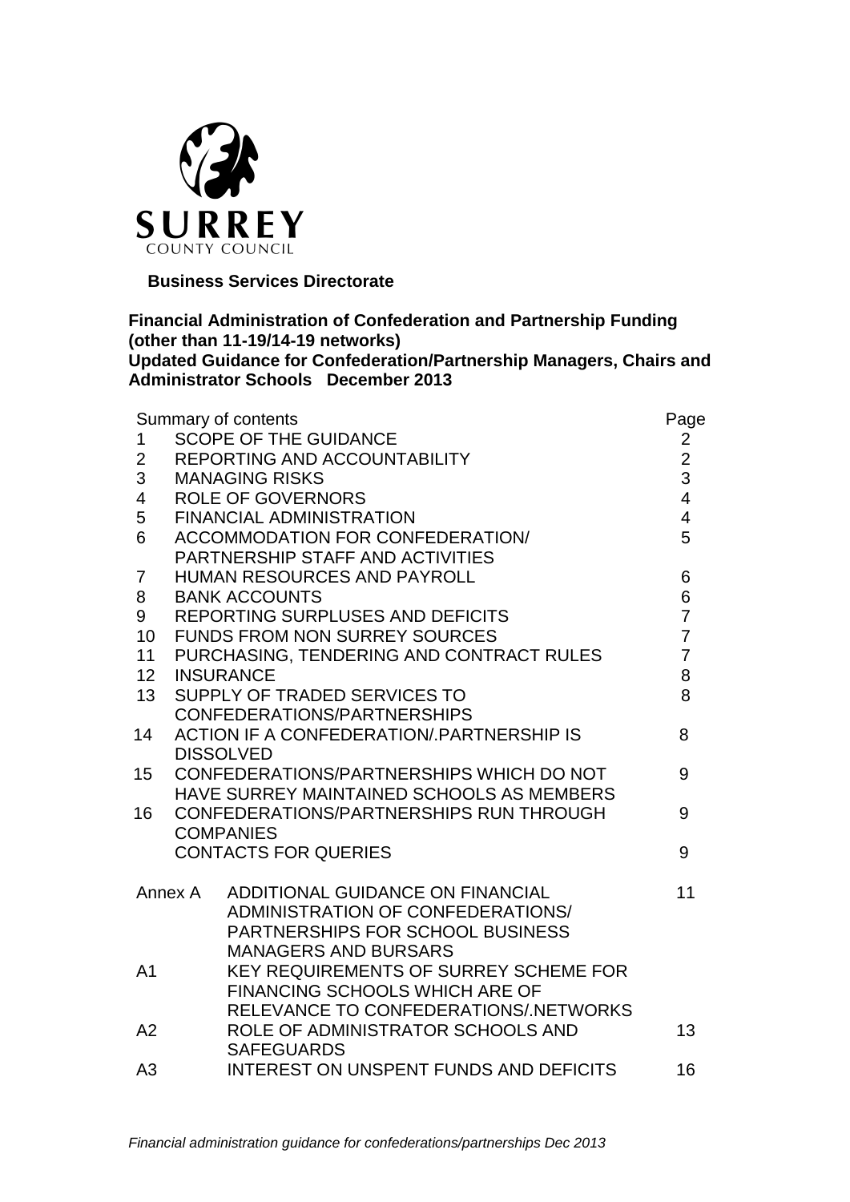SURREY
COUNTY COUNCIL

**Business Services Directorate**

**Financial Administration of Confederation and Partnership Funding (other than 11-19/14-19 networks)**
**Updated Guidance for Confederation/Partnership Managers, Chairs and Administrator Schools December 2013**

| | Summary of contents | Page |
|---|---|---|
| 1 | SCOPE OF THE GUIDANCE | 2 |
| 2 | REPORTING AND ACCOUNTABILITY | 2 |
| 3 | MANAGING RISKS | 3 |
| 4 | ROLE OF GOVERNORS | 4 |
| 5 | FINANCIAL ADMINISTRATION | 4 |
| 6 | ACCOMMODATION FOR CONFEDERATION/ PARTNERSHIP STAFF AND ACTIVITIES | 5 |
| 7 | HUMAN RESOURCES AND PAYROLL | 6 |
| 8 | BANK ACCOUNTS | 6 |
| 9 | REPORTING SURPLUSES AND DEFICITS | 7 |
| 10 | FUNDS FROM NON SURREY SOURCES | 7 |
| 11 | PURCHASING, TENDERING AND CONTRACT RULES | 7 |
| 12 | INSURANCE | 8 |
| 13 | SUPPLY OF TRADED SERVICES TO CONFEDERATIONS/PARTNERSHIPS | 8 |
| 14 | ACTION IF A CONFEDERATION/.PARTNERSHIP IS DISSOLVED | 8 |
| 15 | CONFEDERATIONS/PARTNERSHIPS WHICH DO NOT HAVE SURREY MAINTAINED SCHOOLS AS MEMBERS | 9 |
| 16 | CONFEDERATIONS/PARTNERSHIPS RUN THROUGH COMPANIES | 9 |
| | CONTACTS FOR QUERIES | 9 |
| Annex A | ADDITIONAL GUIDANCE ON FINANCIAL ADMINISTRATION OF CONFEDERATIONS/ PARTNERSHIPS FOR SCHOOL BUSINESS MANAGERS AND BURSARS | 11 |
| A1 | KEY REQUIREMENTS OF SURREY SCHEME FOR FINANCING SCHOOLS WHICH ARE OF RELEVANCE TO CONFEDERATIONS/.NETWORKS | |
| A2 | ROLE OF ADMINISTRATOR SCHOOLS AND SAFEGUARDS | 13 |
| A3 | INTEREST ON UNSPENT FUNDS AND DEFICITS | 16 |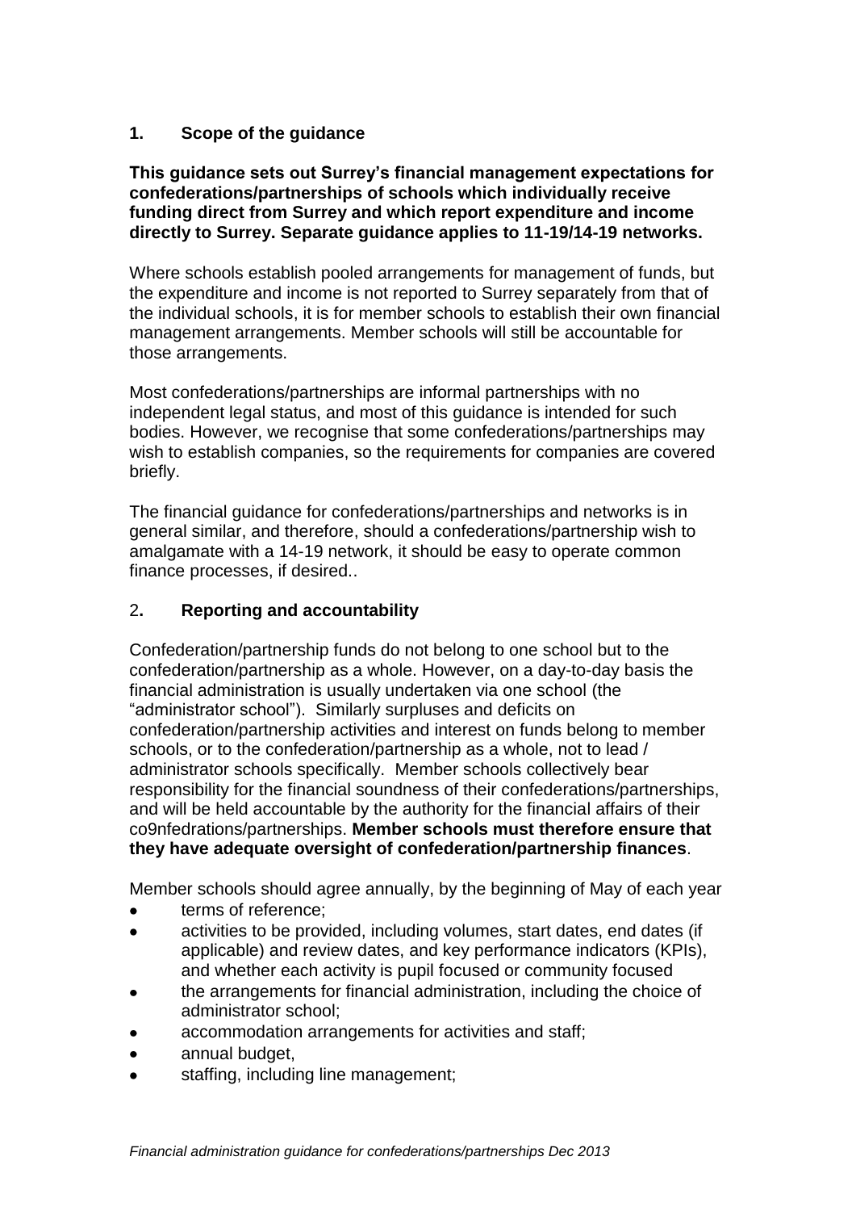## 1. Scope of the guidance

**This guidance sets out Surrey's financial management expectations for confederations/partnerships of schools which individually receive funding direct from Surrey and which report expenditure and income directly to Surrey. Separate guidance applies to 11-19/14-19 networks.**

Where schools establish pooled arrangements for management of funds, but the expenditure and income is not reported to Surrey separately from that of the individual schools, it is for member schools to establish their own financial management arrangements. Member schools will still be accountable for those arrangements.

Most confederations/partnerships are informal partnerships with no independent legal status, and most of this guidance is intended for such bodies. However, we recognise that some confederations/partnerships may wish to establish companies, so the requirements for companies are covered briefly.

The financial guidance for confederations/partnerships and networks is in general similar, and therefore, should a confederations/partnership wish to amalgamate with a 14-19 network, it should be easy to operate common finance processes, if desired..

## 2. Reporting and accountability

Confederation/partnership funds do not belong to one school but to the confederation/partnership as a whole. However, on a day-to-day basis the financial administration is usually undertaken via one school (the "administrator school"). Similarly surpluses and deficits on confederation/partnership activities and interest on funds belong to member schools, or to the confederation/partnership as a whole, not to lead / administrator schools specifically. Member schools collectively bear responsibility for the financial soundness of their confederations/partnerships, and will be held accountable by the authority for the financial affairs of their co9nfedrations/partnerships. **Member schools must therefore ensure that they have adequate oversight of confederation/partnership finances**.

Member schools should agree annually, by the beginning of May of each year

- terms of reference;
- activities to be provided, including volumes, start dates, end dates (if applicable) and review dates, and key performance indicators (KPIs), and whether each activity is pupil focused or community focused
- the arrangements for financial administration, including the choice of administrator school;
- accommodation arrangements for activities and staff;
- annual budget,
- staffing, including line management;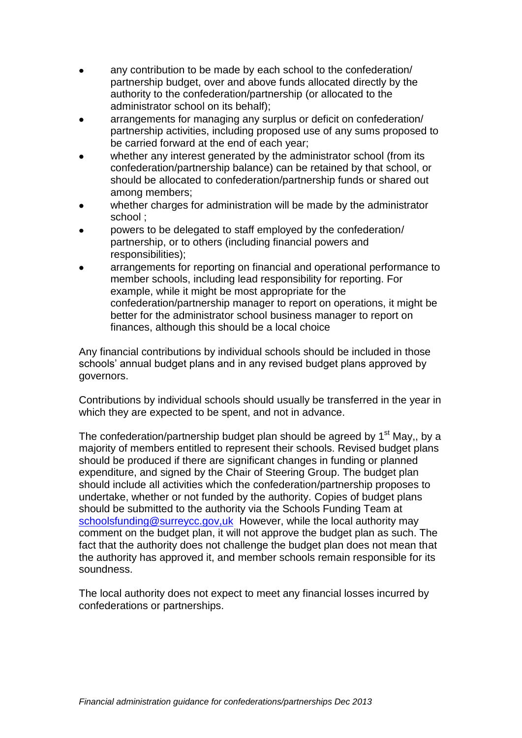- any contribution to be made by each school to the confederation/ partnership budget, over and above funds allocated directly by the authority to the confederation/partnership (or allocated to the administrator school on its behalf);
- arrangements for managing any surplus or deficit on confederation/ partnership activities, including proposed use of any sums proposed to be carried forward at the end of each year;
- whether any interest generated by the administrator school (from its confederation/partnership balance) can be retained by that school, or should be allocated to confederation/partnership funds or shared out among members;
- whether charges for administration will be made by the administrator school ;
- powers to be delegated to staff employed by the confederation/ partnership, or to others (including financial powers and responsibilities);
- arrangements for reporting on financial and operational performance to member schools, including lead responsibility for reporting. For example, while it might be most appropriate for the confederation/partnership manager to report on operations, it might be better for the administrator school business manager to report on finances, although this should be a local choice

Any financial contributions by individual schools should be included in those schools' annual budget plans and in any revised budget plans approved by governors.

Contributions by individual schools should usually be transferred in the year in which they are expected to be spent, and not in advance.

The confederation/partnership budget plan should be agreed by 1st May,, by a majority of members entitled to represent their schools. Revised budget plans should be produced if there are significant changes in funding or planned expenditure, and signed by the Chair of Steering Group. The budget plan should include all activities which the confederation/partnership proposes to undertake, whether or not funded by the authority. Copies of budget plans should be submitted to the authority via the Schools Funding Team at schoolsfunding@surreycc.gov,uk However, while the local authority may comment on the budget plan, it will not approve the budget plan as such. The fact that the authority does not challenge the budget plan does not mean that the authority has approved it, and member schools remain responsible for its soundness.

The local authority does not expect to meet any financial losses incurred by confederations or partnerships.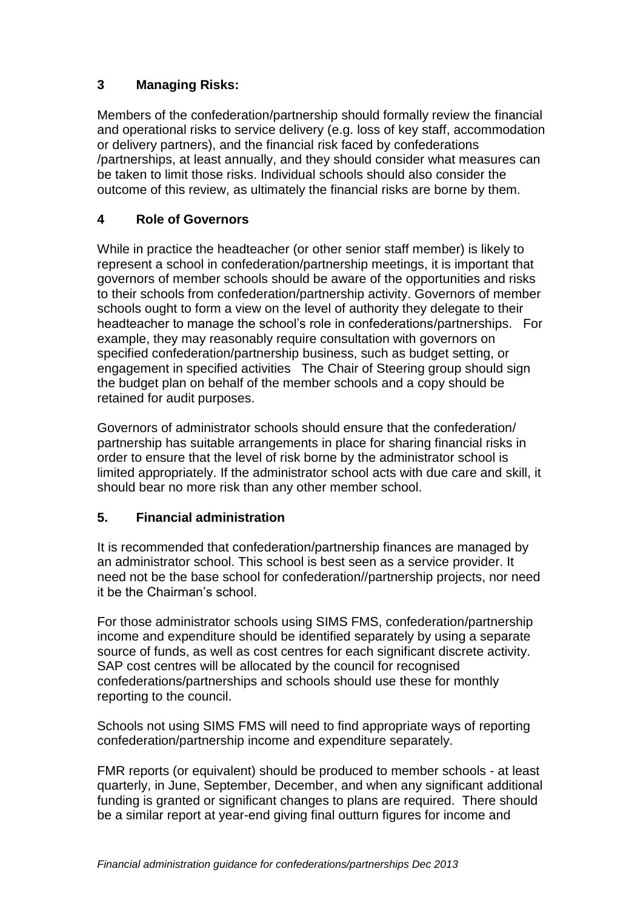## 3 Managing Risks:

Members of the confederation/partnership should formally review the financial and operational risks to service delivery (e.g. loss of key staff, accommodation or delivery partners), and the financial risk faced by confederations /partnerships, at least annually, and they should consider what measures can be taken to limit those risks. Individual schools should also consider the outcome of this review, as ultimately the financial risks are borne by them.

## 4 Role of Governors

While in practice the headteacher (or other senior staff member) is likely to represent a school in confederation/partnership meetings, it is important that governors of member schools should be aware of the opportunities and risks to their schools from confederation/partnership activity. Governors of member schools ought to form a view on the level of authority they delegate to their headteacher to manage the school's role in confederations/partnerships. For example, they may reasonably require consultation with governors on specified confederation/partnership business, such as budget setting, or engagement in specified activities The Chair of Steering group should sign the budget plan on behalf of the member schools and a copy should be retained for audit purposes.

Governors of administrator schools should ensure that the confederation/ partnership has suitable arrangements in place for sharing financial risks in order to ensure that the level of risk borne by the administrator school is limited appropriately. If the administrator school acts with due care and skill, it should bear no more risk than any other member school.

## 5. Financial administration

It is recommended that confederation/partnership finances are managed by an administrator school. This school is best seen as a service provider. It need not be the base school for confederation//partnership projects, nor need it be the Chairman's school.

For those administrator schools using SIMS FMS, confederation/partnership income and expenditure should be identified separately by using a separate source of funds, as well as cost centres for each significant discrete activity. SAP cost centres will be allocated by the council for recognised confederations/partnerships and schools should use these for monthly reporting to the council.

Schools not using SIMS FMS will need to find appropriate ways of reporting confederation/partnership income and expenditure separately.

FMR reports (or equivalent) should be produced to member schools - at least quarterly, in June, September, December, and when any significant additional funding is granted or significant changes to plans are required. There should be a similar report at year-end giving final outturn figures for income and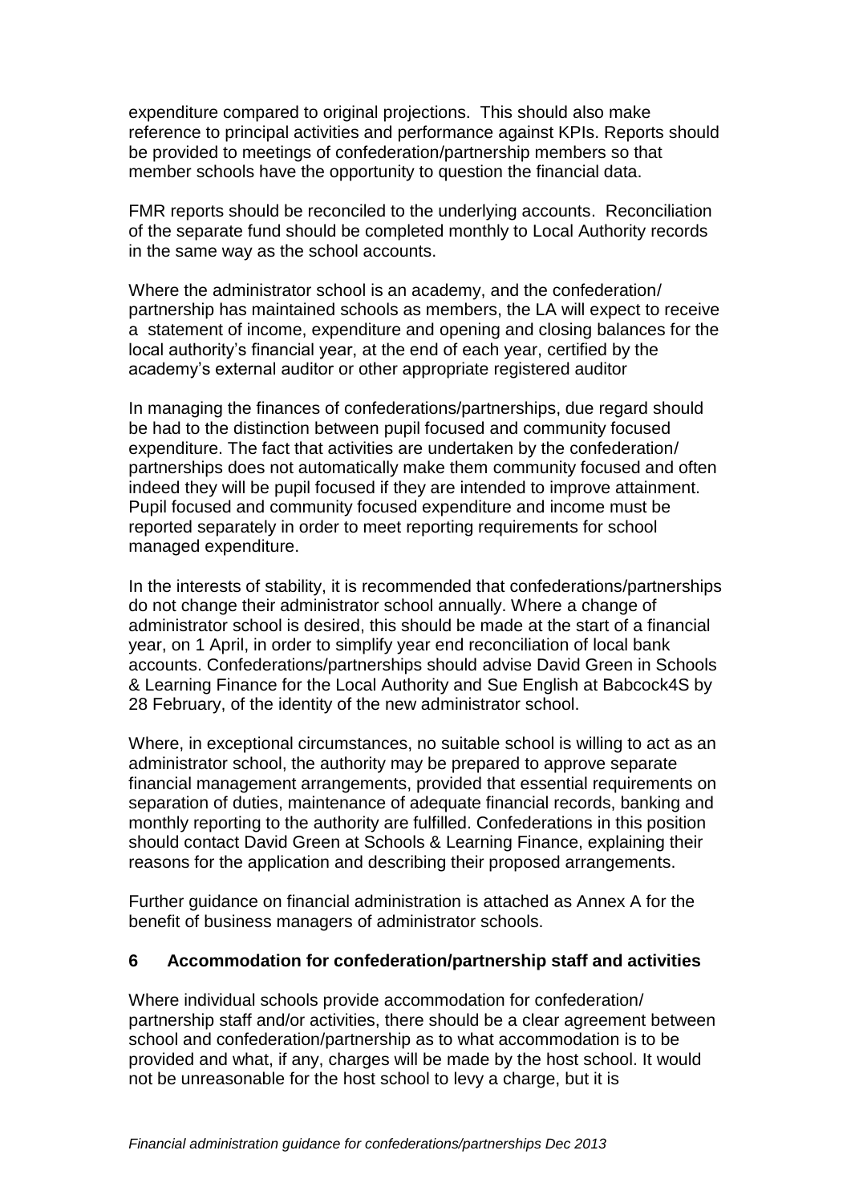expenditure compared to original projections. This should also make reference to principal activities and performance against KPIs. Reports should be provided to meetings of confederation/partnership members so that member schools have the opportunity to question the financial data.

FMR reports should be reconciled to the underlying accounts. Reconciliation of the separate fund should be completed monthly to Local Authority records in the same way as the school accounts.

Where the administrator school is an academy, and the confederation/ partnership has maintained schools as members, the LA will expect to receive a statement of income, expenditure and opening and closing balances for the local authority's financial year, at the end of each year, certified by the academy's external auditor or other appropriate registered auditor

In managing the finances of confederations/partnerships, due regard should be had to the distinction between pupil focused and community focused expenditure. The fact that activities are undertaken by the confederation/ partnerships does not automatically make them community focused and often indeed they will be pupil focused if they are intended to improve attainment. Pupil focused and community focused expenditure and income must be reported separately in order to meet reporting requirements for school managed expenditure.

In the interests of stability, it is recommended that confederations/partnerships do not change their administrator school annually. Where a change of administrator school is desired, this should be made at the start of a financial year, on 1 April, in order to simplify year end reconciliation of local bank accounts. Confederations/partnerships should advise David Green in Schools & Learning Finance for the Local Authority and Sue English at Babcock4S by 28 February, of the identity of the new administrator school.

Where, in exceptional circumstances, no suitable school is willing to act as an administrator school, the authority may be prepared to approve separate financial management arrangements, provided that essential requirements on separation of duties, maintenance of adequate financial records, banking and monthly reporting to the authority are fulfilled. Confederations in this position should contact David Green at Schools & Learning Finance, explaining their reasons for the application and describing their proposed arrangements.

Further guidance on financial administration is attached as Annex A for the benefit of business managers of administrator schools.

## 6 Accommodation for confederation/partnership staff and activities

Where individual schools provide accommodation for confederation/ partnership staff and/or activities, there should be a clear agreement between school and confederation/partnership as to what accommodation is to be provided and what, if any, charges will be made by the host school. It would not be unreasonable for the host school to levy a charge, but it is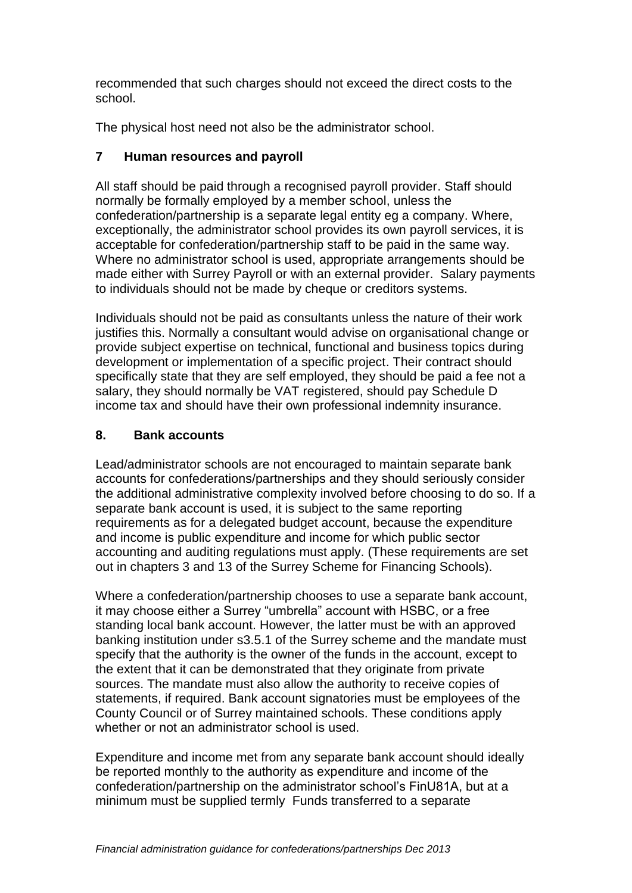recommended that such charges should not exceed the direct costs to the school.

The physical host need not also be the administrator school.

## 7 Human resources and payroll

All staff should be paid through a recognised payroll provider. Staff should normally be formally employed by a member school, unless the confederation/partnership is a separate legal entity eg a company. Where, exceptionally, the administrator school provides its own payroll services, it is acceptable for confederation/partnership staff to be paid in the same way. Where no administrator school is used, appropriate arrangements should be made either with Surrey Payroll or with an external provider. Salary payments to individuals should not be made by cheque or creditors systems.

Individuals should not be paid as consultants unless the nature of their work justifies this. Normally a consultant would advise on organisational change or provide subject expertise on technical, functional and business topics during development or implementation of a specific project. Their contract should specifically state that they are self employed, they should be paid a fee not a salary, they should normally be VAT registered, should pay Schedule D income tax and should have their own professional indemnity insurance.

## 8. Bank accounts

Lead/administrator schools are not encouraged to maintain separate bank accounts for confederations/partnerships and they should seriously consider the additional administrative complexity involved before choosing to do so. If a separate bank account is used, it is subject to the same reporting requirements as for a delegated budget account, because the expenditure and income is public expenditure and income for which public sector accounting and auditing regulations must apply. (These requirements are set out in chapters 3 and 13 of the Surrey Scheme for Financing Schools).

Where a confederation/partnership chooses to use a separate bank account, it may choose either a Surrey "umbrella" account with HSBC, or a free standing local bank account. However, the latter must be with an approved banking institution under s3.5.1 of the Surrey scheme and the mandate must specify that the authority is the owner of the funds in the account, except to the extent that it can be demonstrated that they originate from private sources. The mandate must also allow the authority to receive copies of statements, if required. Bank account signatories must be employees of the County Council or of Surrey maintained schools. These conditions apply whether or not an administrator school is used.

Expenditure and income met from any separate bank account should ideally be reported monthly to the authority as expenditure and income of the confederation/partnership on the administrator school's FinU81A, but at a minimum must be supplied termly Funds transferred to a separate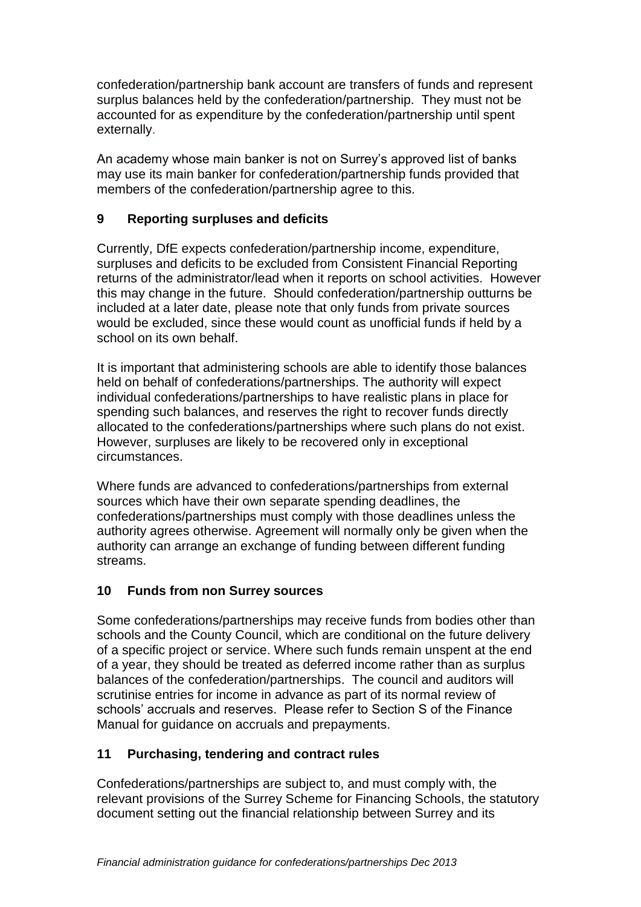confederation/partnership bank account are transfers of funds and represent surplus balances held by the confederation/partnership. They must not be accounted for as expenditure by the confederation/partnership until spent externally.

An academy whose main banker is not on Surrey's approved list of banks may use its main banker for confederation/partnership funds provided that members of the confederation/partnership agree to this.

## 9 Reporting surpluses and deficits

Currently, DfE expects confederation/partnership income, expenditure, surpluses and deficits to be excluded from Consistent Financial Reporting returns of the administrator/lead when it reports on school activities. However this may change in the future. Should confederation/partnership outturns be included at a later date, please note that only funds from private sources would be excluded, since these would count as unofficial funds if held by a school on its own behalf.

It is important that administering schools are able to identify those balances held on behalf of confederations/partnerships. The authority will expect individual confederations/partnerships to have realistic plans in place for spending such balances, and reserves the right to recover funds directly allocated to the confederations/partnerships where such plans do not exist. However, surpluses are likely to be recovered only in exceptional circumstances.

Where funds are advanced to confederations/partnerships from external sources which have their own separate spending deadlines, the confederations/partnerships must comply with those deadlines unless the authority agrees otherwise. Agreement will normally only be given when the authority can arrange an exchange of funding between different funding streams.

## 10 Funds from non Surrey sources

Some confederations/partnerships may receive funds from bodies other than schools and the County Council, which are conditional on the future delivery of a specific project or service. Where such funds remain unspent at the end of a year, they should be treated as deferred income rather than as surplus balances of the confederation/partnerships. The council and auditors will scrutinise entries for income in advance as part of its normal review of schools' accruals and reserves. Please refer to Section S of the Finance Manual for guidance on accruals and prepayments.

## 11 Purchasing, tendering and contract rules

Confederations/partnerships are subject to, and must comply with, the relevant provisions of the Surrey Scheme for Financing Schools, the statutory document setting out the financial relationship between Surrey and its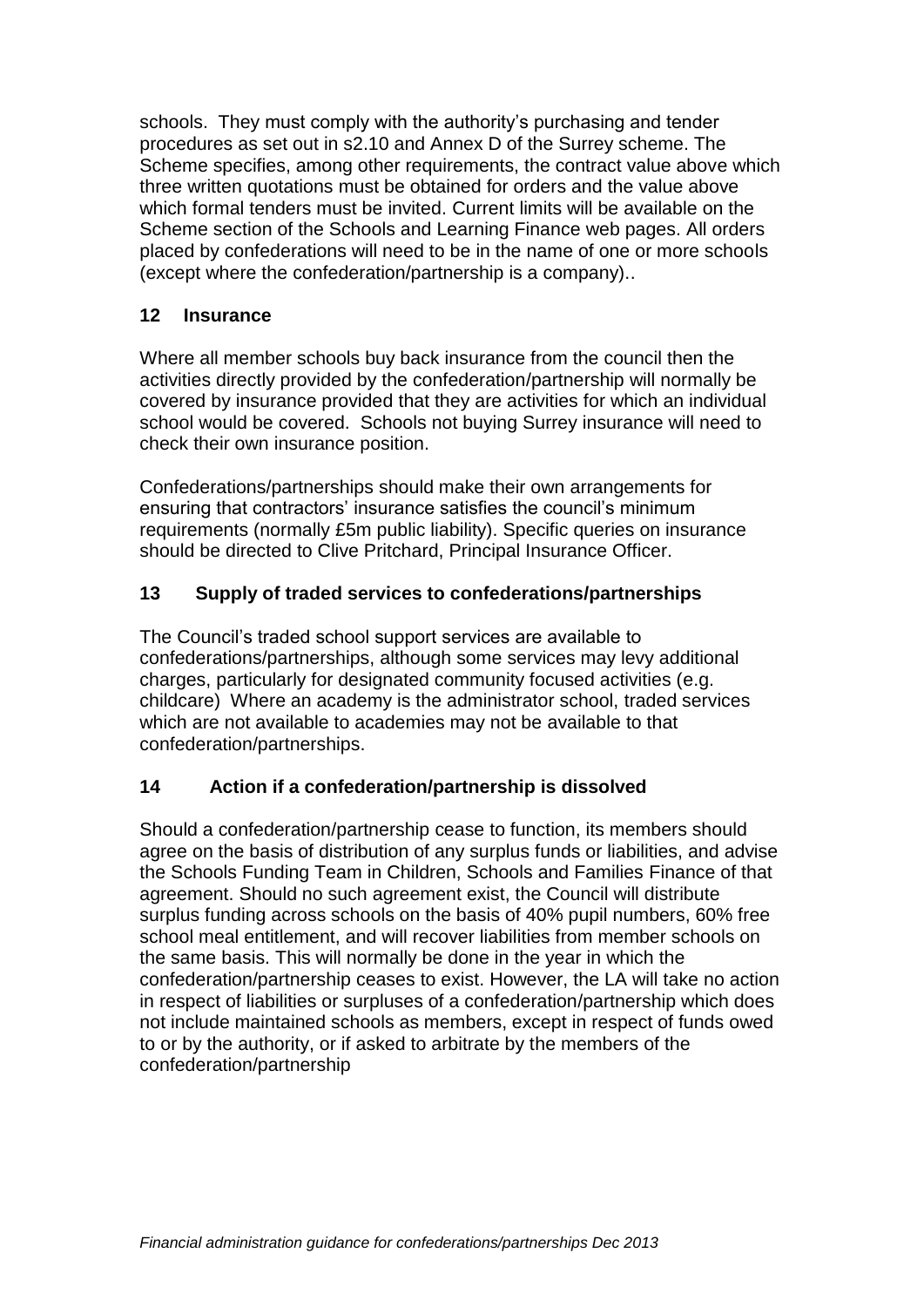schools. They must comply with the authority's purchasing and tender procedures as set out in s2.10 and Annex D of the Surrey scheme. The Scheme specifies, among other requirements, the contract value above which three written quotations must be obtained for orders and the value above which formal tenders must be invited. Current limits will be available on the Scheme section of the Schools and Learning Finance web pages. All orders placed by confederations will need to be in the name of one or more schools (except where the confederation/partnership is a company)..

## 12 Insurance

Where all member schools buy back insurance from the council then the activities directly provided by the confederation/partnership will normally be covered by insurance provided that they are activities for which an individual school would be covered. Schools not buying Surrey insurance will need to check their own insurance position.

Confederations/partnerships should make their own arrangements for ensuring that contractors' insurance satisfies the council's minimum requirements (normally £5m public liability). Specific queries on insurance should be directed to Clive Pritchard, Principal Insurance Officer.

## 13 Supply of traded services to confederations/partnerships

The Council's traded school support services are available to confederations/partnerships, although some services may levy additional charges, particularly for designated community focused activities (e.g. childcare) Where an academy is the administrator school, traded services which are not available to academies may not be available to that confederation/partnerships.

## 14 Action if a confederation/partnership is dissolved

Should a confederation/partnership cease to function, its members should agree on the basis of distribution of any surplus funds or liabilities, and advise the Schools Funding Team in Children, Schools and Families Finance of that agreement. Should no such agreement exist, the Council will distribute surplus funding across schools on the basis of 40% pupil numbers, 60% free school meal entitlement, and will recover liabilities from member schools on the same basis. This will normally be done in the year in which the confederation/partnership ceases to exist. However, the LA will take no action in respect of liabilities or surpluses of a confederation/partnership which does not include maintained schools as members, except in respect of funds owed to or by the authority, or if asked to arbitrate by the members of the confederation/partnership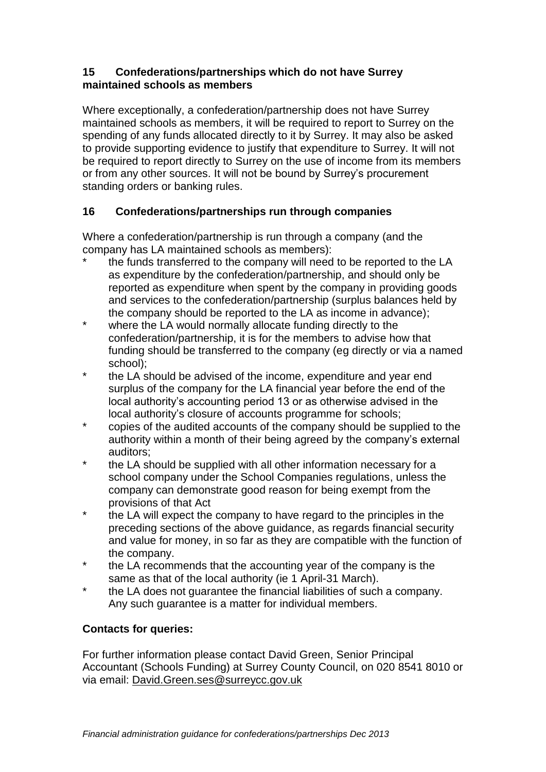## 15 Confederations/partnerships which do not have Surrey maintained schools as members

Where exceptionally, a confederation/partnership does not have Surrey maintained schools as members, it will be required to report to Surrey on the spending of any funds allocated directly to it by Surrey. It may also be asked to provide supporting evidence to justify that expenditure to Surrey. It will not be required to report directly to Surrey on the use of income from its members or from any other sources. It will not be bound by Surrey's procurement standing orders or banking rules.

## 16 Confederations/partnerships run through companies

Where a confederation/partnership is run through a company (and the company has LA maintained schools as members):

* the funds transferred to the company will need to be reported to the LA as expenditure by the confederation/partnership, and should only be reported as expenditure when spent by the company in providing goods and services to the confederation/partnership (surplus balances held by the company should be reported to the LA as income in advance);
* where the LA would normally allocate funding directly to the confederation/partnership, it is for the members to advise how that funding should be transferred to the company (eg directly or via a named school);
* the LA should be advised of the income, expenditure and year end surplus of the company for the LA financial year before the end of the local authority's accounting period 13 or as otherwise advised in the local authority's closure of accounts programme for schools;
* copies of the audited accounts of the company should be supplied to the authority within a month of their being agreed by the company's external auditors;
* the LA should be supplied with all other information necessary for a school company under the School Companies regulations, unless the company can demonstrate good reason for being exempt from the provisions of that Act
* the LA will expect the company to have regard to the principles in the preceding sections of the above guidance, as regards financial security and value for money, in so far as they are compatible with the function of the company.
* the LA recommends that the accounting year of the company is the same as that of the local authority (ie 1 April-31 March).
* the LA does not guarantee the financial liabilities of such a company. Any such guarantee is a matter for individual members.

**Contacts for queries:**

For further information please contact David Green, Senior Principal Accountant (Schools Funding) at Surrey County Council, on 020 8541 8010 or via email: David.Green.ses@surreycc.gov.uk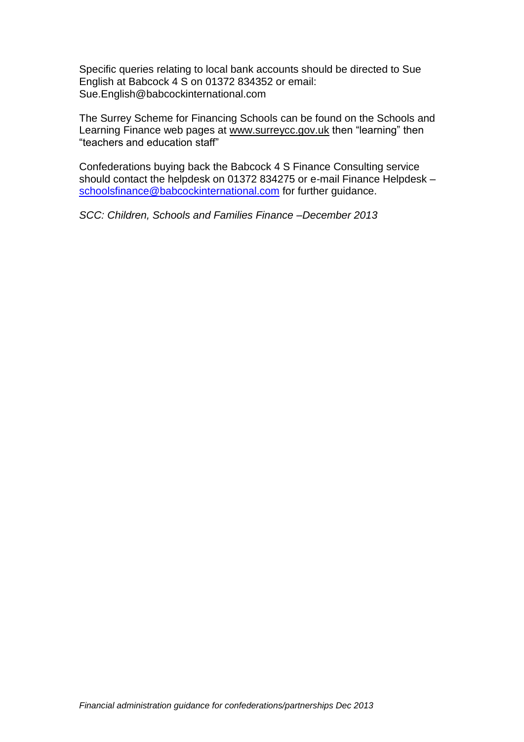Specific queries relating to local bank accounts should be directed to Sue English at Babcock 4 S on 01372 834352 or email: Sue.English@babcockinternational.com

The Surrey Scheme for Financing Schools can be found on the Schools and Learning Finance web pages at www.surreycc.gov.uk then "learning" then "teachers and education staff"

Confederations buying back the Babcock 4 S Finance Consulting service should contact the helpdesk on 01372 834275 or e-mail Finance Helpdesk – schoolsfinance@babcockinternational.com for further guidance.

*SCC: Children, Schools and Families Finance –December 2013*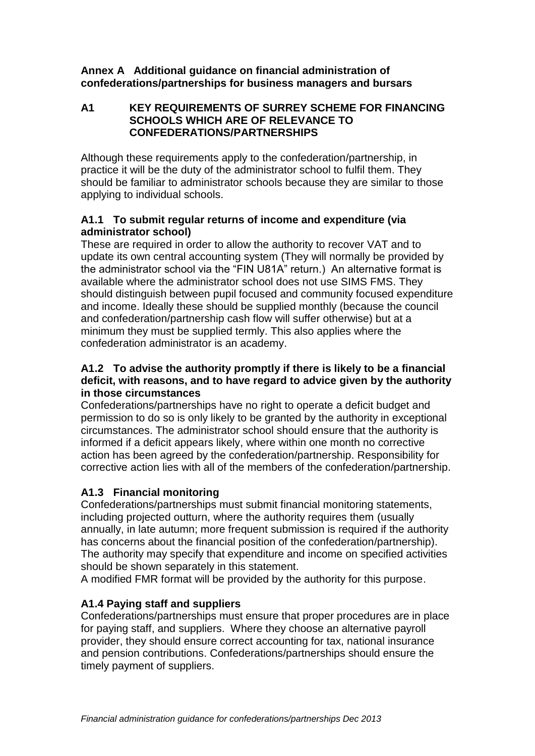## Annex A Additional guidance on financial administration of confederations/partnerships for business managers and bursars

### A1 KEY REQUIREMENTS OF SURREY SCHEME FOR FINANCING SCHOOLS WHICH ARE OF RELEVANCE TO CONFEDERATIONS/PARTNERSHIPS

Although these requirements apply to the confederation/partnership, in practice it will be the duty of the administrator school to fulfil them. They should be familiar to administrator schools because they are similar to those applying to individual schools.

#### A1.1 To submit regular returns of income and expenditure (via administrator school)

These are required in order to allow the authority to recover VAT and to update its own central accounting system (They will normally be provided by the administrator school via the "FIN U81A" return.) An alternative format is available where the administrator school does not use SIMS FMS. They should distinguish between pupil focused and community focused expenditure and income. Ideally these should be supplied monthly (because the council and confederation/partnership cash flow will suffer otherwise) but at a minimum they must be supplied termly. This also applies where the confederation administrator is an academy.

#### A1.2 To advise the authority promptly if there is likely to be a financial deficit, with reasons, and to have regard to advice given by the authority in those circumstances

Confederations/partnerships have no right to operate a deficit budget and permission to do so is only likely to be granted by the authority in exceptional circumstances. The administrator school should ensure that the authority is informed if a deficit appears likely, where within one month no corrective action has been agreed by the confederation/partnership. Responsibility for corrective action lies with all of the members of the confederation/partnership.

#### A1.3 Financial monitoring

Confederations/partnerships must submit financial monitoring statements, including projected outturn, where the authority requires them (usually annually, in late autumn; more frequent submission is required if the authority has concerns about the financial position of the confederation/partnership). The authority may specify that expenditure and income on specified activities should be shown separately in this statement.

A modified FMR format will be provided by the authority for this purpose.

#### A1.4 Paying staff and suppliers

Confederations/partnerships must ensure that proper procedures are in place for paying staff, and suppliers. Where they choose an alternative payroll provider, they should ensure correct accounting for tax, national insurance and pension contributions. Confederations/partnerships should ensure the timely payment of suppliers.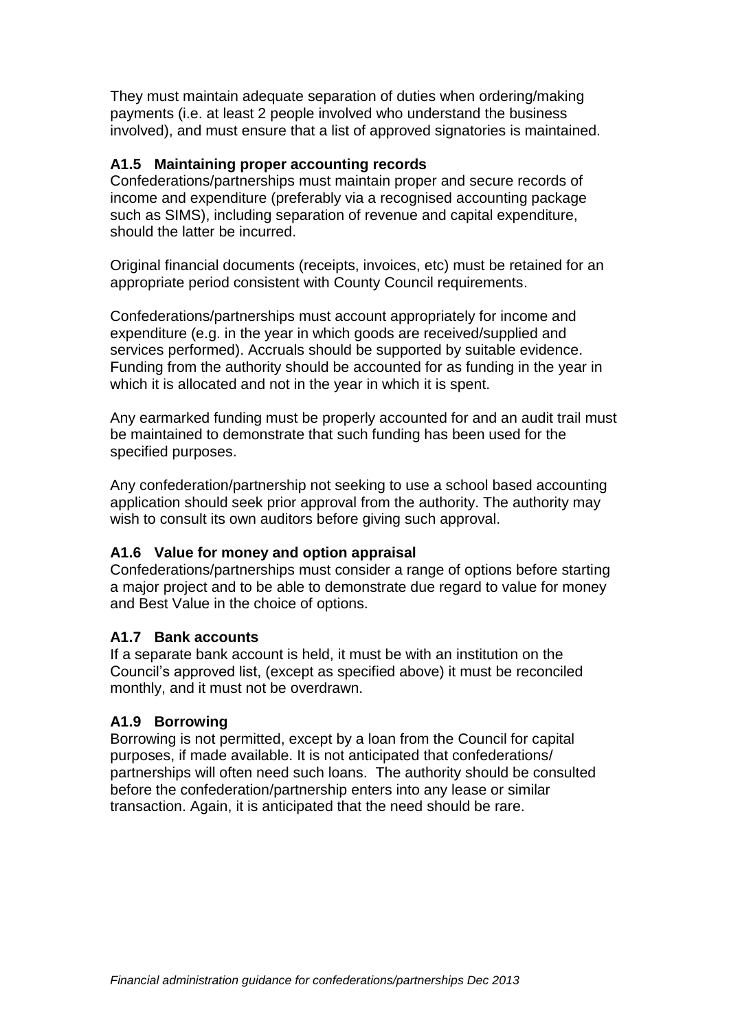They must maintain adequate separation of duties when ordering/making payments (i.e. at least 2 people involved who understand the business involved), and must ensure that a list of approved signatories is maintained.

### A1.5 Maintaining proper accounting records

Confederations/partnerships must maintain proper and secure records of income and expenditure (preferably via a recognised accounting package such as SIMS), including separation of revenue and capital expenditure, should the latter be incurred.

Original financial documents (receipts, invoices, etc) must be retained for an appropriate period consistent with County Council requirements.

Confederations/partnerships must account appropriately for income and expenditure (e.g. in the year in which goods are received/supplied and services performed). Accruals should be supported by suitable evidence. Funding from the authority should be accounted for as funding in the year in which it is allocated and not in the year in which it is spent.

Any earmarked funding must be properly accounted for and an audit trail must be maintained to demonstrate that such funding has been used for the specified purposes.

Any confederation/partnership not seeking to use a school based accounting application should seek prior approval from the authority. The authority may wish to consult its own auditors before giving such approval.

### A1.6 Value for money and option appraisal

Confederations/partnerships must consider a range of options before starting a major project and to be able to demonstrate due regard to value for money and Best Value in the choice of options.

### A1.7 Bank accounts

If a separate bank account is held, it must be with an institution on the Council's approved list, (except as specified above) it must be reconciled monthly, and it must not be overdrawn.

### A1.9 Borrowing

Borrowing is not permitted, except by a loan from the Council for capital purposes, if made available. It is not anticipated that confederations/ partnerships will often need such loans. The authority should be consulted before the confederation/partnership enters into any lease or similar transaction. Again, it is anticipated that the need should be rare.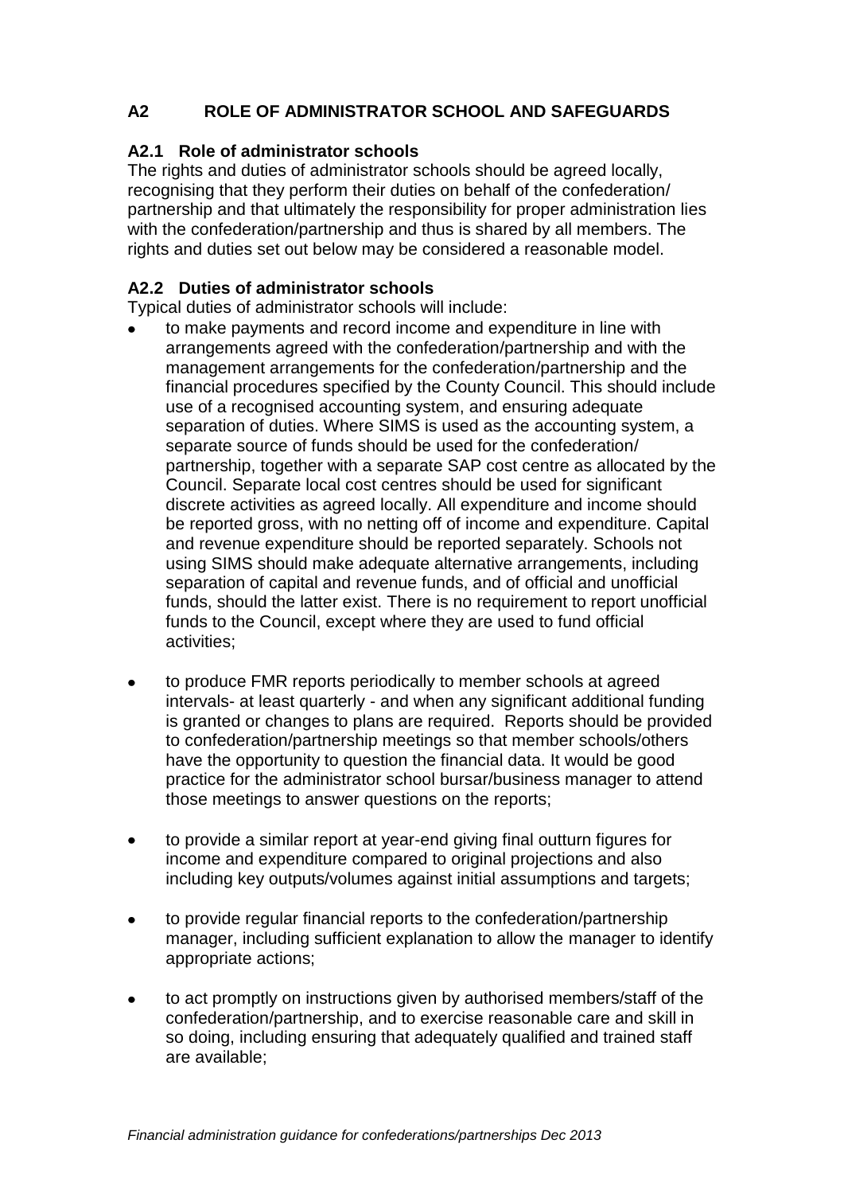## A2 ROLE OF ADMINISTRATOR SCHOOL AND SAFEGUARDS

### A2.1 Role of administrator schools

The rights and duties of administrator schools should be agreed locally, recognising that they perform their duties on behalf of the confederation/ partnership and that ultimately the responsibility for proper administration lies with the confederation/partnership and thus is shared by all members. The rights and duties set out below may be considered a reasonable model.

### A2.2 Duties of administrator schools

Typical duties of administrator schools will include:

- to make payments and record income and expenditure in line with arrangements agreed with the confederation/partnership and with the management arrangements for the confederation/partnership and the financial procedures specified by the County Council. This should include use of a recognised accounting system, and ensuring adequate separation of duties. Where SIMS is used as the accounting system, a separate source of funds should be used for the confederation/ partnership, together with a separate SAP cost centre as allocated by the Council. Separate local cost centres should be used for significant discrete activities as agreed locally. All expenditure and income should be reported gross, with no netting off of income and expenditure. Capital and revenue expenditure should be reported separately. Schools not using SIMS should make adequate alternative arrangements, including separation of capital and revenue funds, and of official and unofficial funds, should the latter exist. There is no requirement to report unofficial funds to the Council, except where they are used to fund official activities;

- to produce FMR reports periodically to member schools at agreed intervals- at least quarterly - and when any significant additional funding is granted or changes to plans are required. Reports should be provided to confederation/partnership meetings so that member schools/others have the opportunity to question the financial data. It would be good practice for the administrator school bursar/business manager to attend those meetings to answer questions on the reports;

- to provide a similar report at year-end giving final outturn figures for income and expenditure compared to original projections and also including key outputs/volumes against initial assumptions and targets;

- to provide regular financial reports to the confederation/partnership manager, including sufficient explanation to allow the manager to identify appropriate actions;

- to act promptly on instructions given by authorised members/staff of the confederation/partnership, and to exercise reasonable care and skill in so doing, including ensuring that adequately qualified and trained staff are available;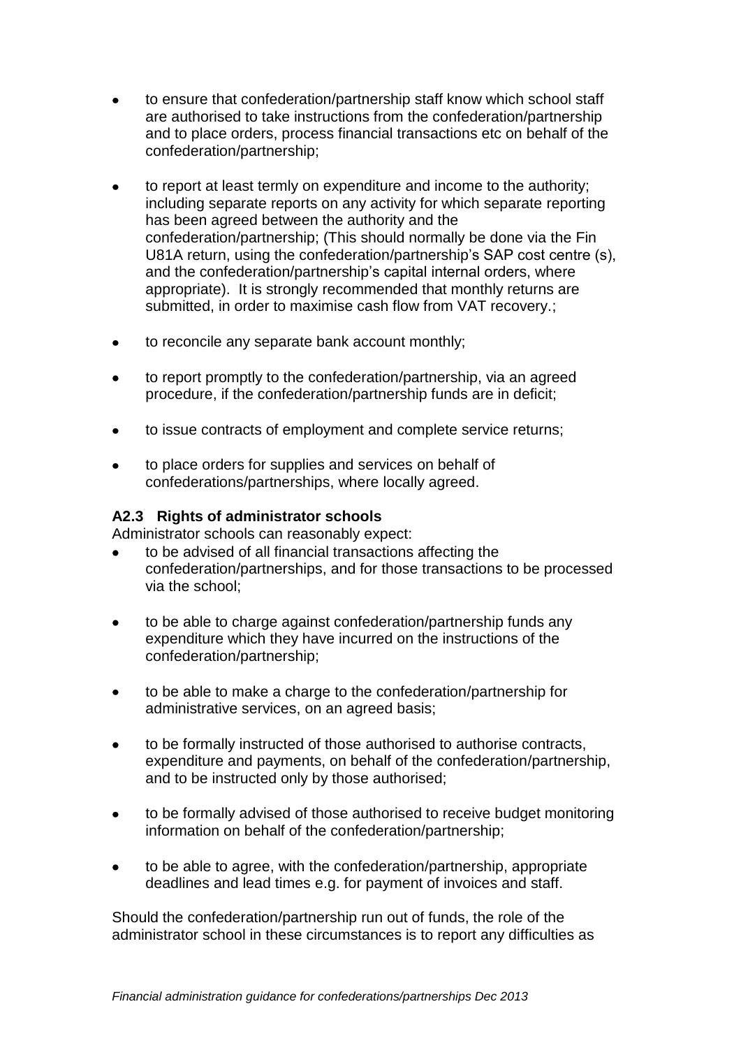- to ensure that confederation/partnership staff know which school staff are authorised to take instructions from the confederation/partnership and to place orders, process financial transactions etc on behalf of the confederation/partnership;

- to report at least termly on expenditure and income to the authority; including separate reports on any activity for which separate reporting has been agreed between the authority and the confederation/partnership; (This should normally be done via the Fin U81A return, using the confederation/partnership's SAP cost centre (s), and the confederation/partnership's capital internal orders, where appropriate). It is strongly recommended that monthly returns are submitted, in order to maximise cash flow from VAT recovery.;

- to reconcile any separate bank account monthly;

- to report promptly to the confederation/partnership, via an agreed procedure, if the confederation/partnership funds are in deficit;

- to issue contracts of employment and complete service returns;

- to place orders for supplies and services on behalf of confederations/partnerships, where locally agreed.

### A2.3 Rights of administrator schools

Administrator schools can reasonably expect:

- to be advised of all financial transactions affecting the confederation/partnerships, and for those transactions to be processed via the school;

- to be able to charge against confederation/partnership funds any expenditure which they have incurred on the instructions of the confederation/partnership;

- to be able to make a charge to the confederation/partnership for administrative services, on an agreed basis;

- to be formally instructed of those authorised to authorise contracts, expenditure and payments, on behalf of the confederation/partnership, and to be instructed only by those authorised;

- to be formally advised of those authorised to receive budget monitoring information on behalf of the confederation/partnership;

- to be able to agree, with the confederation/partnership, appropriate deadlines and lead times e.g. for payment of invoices and staff.

Should the confederation/partnership run out of funds, the role of the administrator school in these circumstances is to report any difficulties as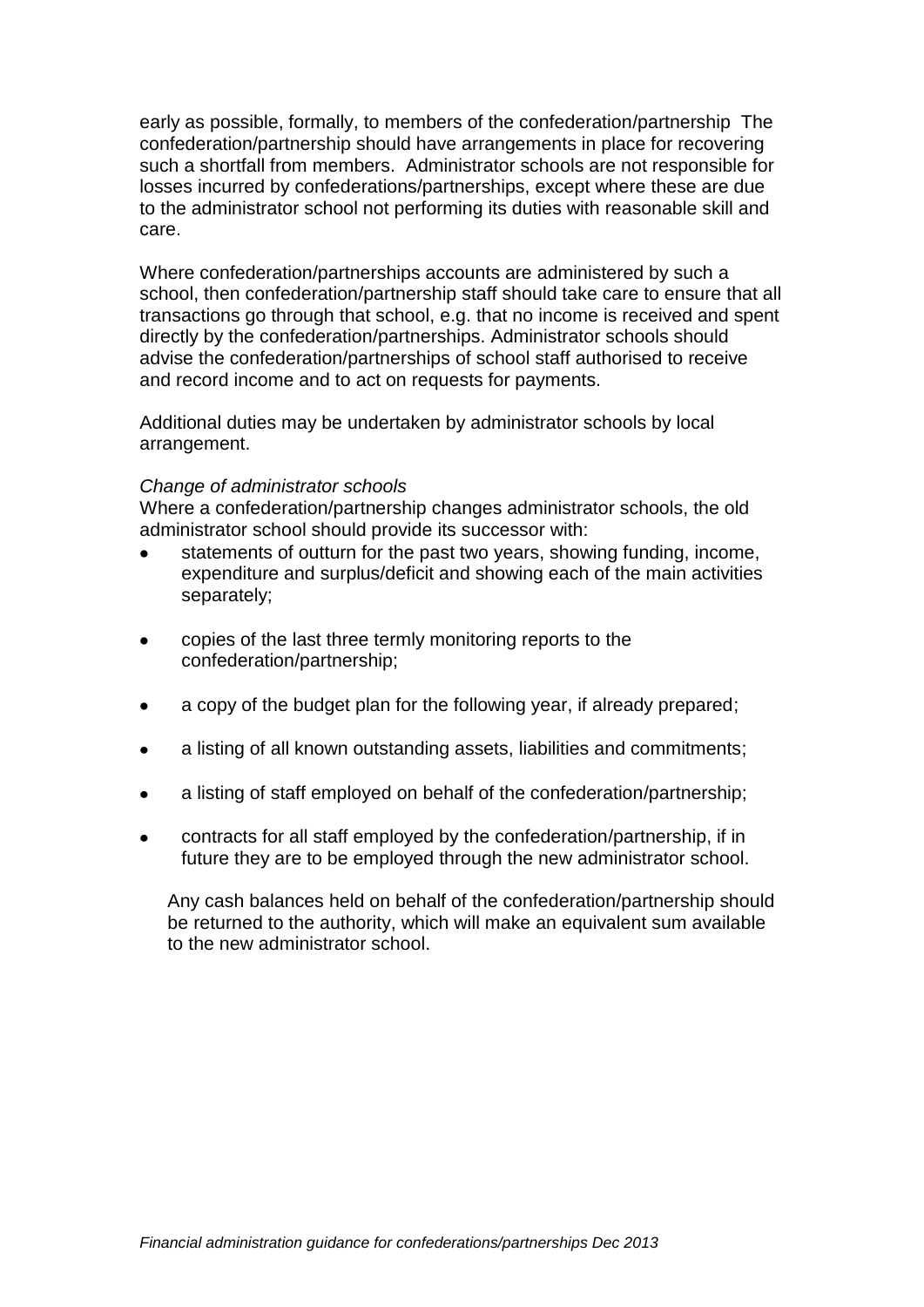early as possible, formally, to members of the confederation/partnership  The confederation/partnership should have arrangements in place for recovering such a shortfall from members.  Administrator schools are not responsible for losses incurred by confederations/partnerships, except where these are due to the administrator school not performing its duties with reasonable skill and care.

Where confederation/partnerships accounts are administered by such a school, then confederation/partnership staff should take care to ensure that all transactions go through that school, e.g. that no income is received and spent directly by the confederation/partnerships. Administrator schools should advise the confederation/partnerships of school staff authorised to receive and record income and to act on requests for payments.

Additional duties may be undertaken by administrator schools by local arrangement.

*Change of administrator schools*

Where a confederation/partnership changes administrator schools, the old administrator school should provide its successor with:

- statements of outturn for the past two years, showing funding, income, expenditure and surplus/deficit and showing each of the main activities separately;
- copies of the last three termly monitoring reports to the confederation/partnership;
- a copy of the budget plan for the following year, if already prepared;
- a listing of all known outstanding assets, liabilities and commitments;
- a listing of staff employed on behalf of the confederation/partnership;
- contracts for all staff employed by the confederation/partnership, if in future they are to be employed through the new administrator school.

Any cash balances held on behalf of the confederation/partnership should be returned to the authority, which will make an equivalent sum available to the new administrator school.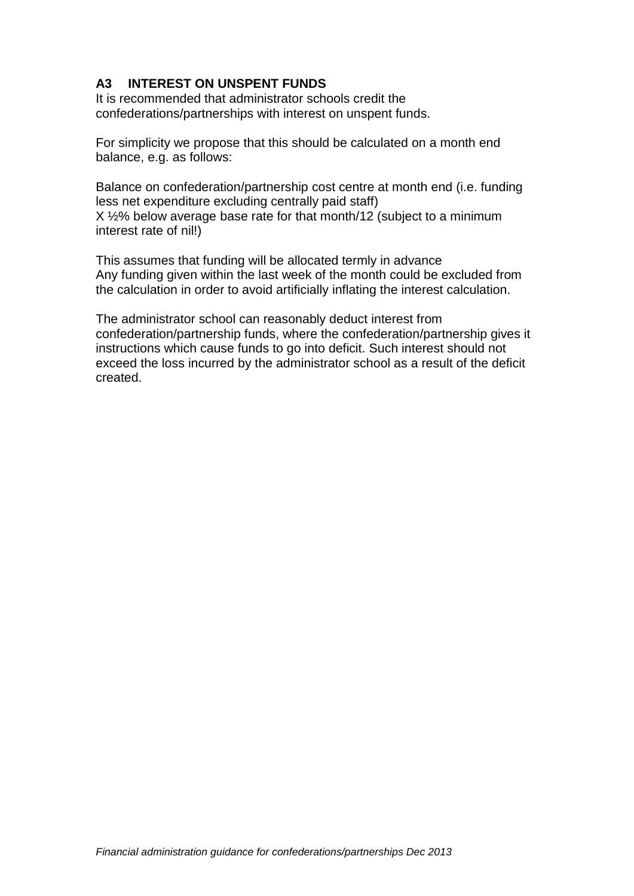## A3 INTEREST ON UNSPENT FUNDS

It is recommended that administrator schools credit the confederations/partnerships with interest on unspent funds.

For simplicity we propose that this should be calculated on a month end balance, e.g. as follows:

Balance on confederation/partnership cost centre at month end (i.e. funding less net expenditure excluding centrally paid staff)
X ½% below average base rate for that month/12 (subject to a minimum interest rate of nil!)

This assumes that funding will be allocated termly in advance
Any funding given within the last week of the month could be excluded from the calculation in order to avoid artificially inflating the interest calculation.

The administrator school can reasonably deduct interest from confederation/partnership funds, where the confederation/partnership gives it instructions which cause funds to go into deficit. Such interest should not exceed the loss incurred by the administrator school as a result of the deficit created.